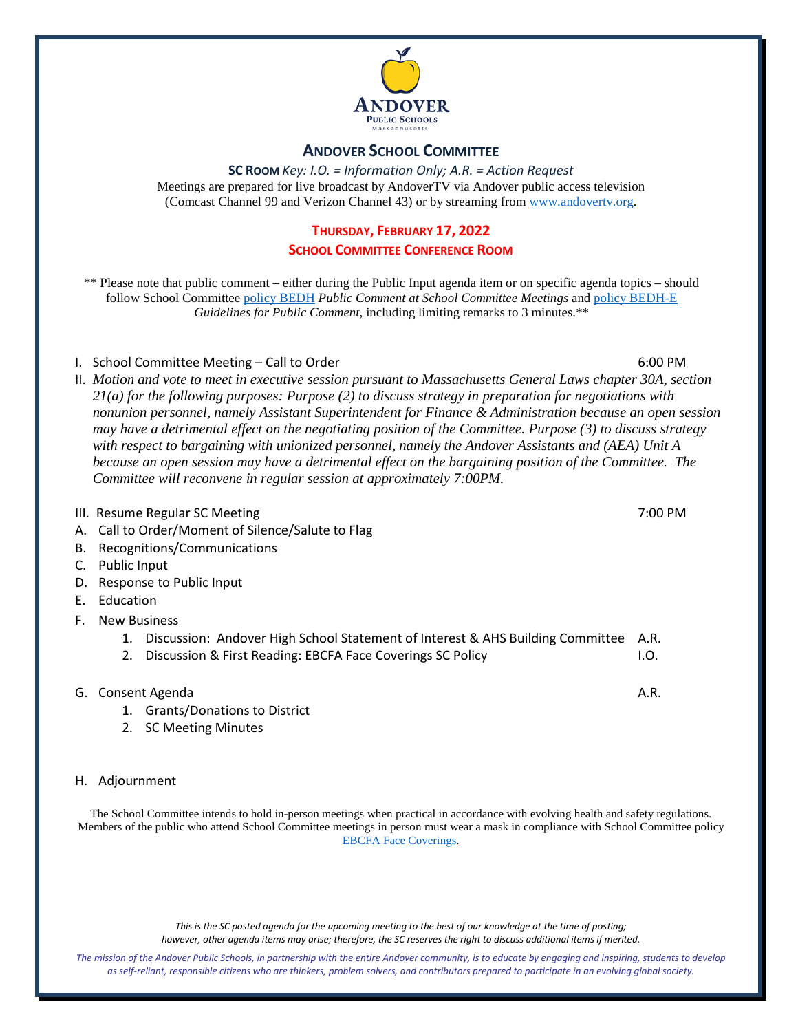# ANDOVER SCHOOL COMMITTEE

**SC ROOM** *Key: I.O. = Information Only; A.R. = Action Request*

Meetings are prepared for live broadcast by AndoverTV via Andover public access television (Comcast Channel 99 and Verizon Channel 43) or by streaming from www.andovertv.org.

## THURSDAY, FEBRUARY 17, 2022

### SCHOOL COMMITTEE CONFERENCE ROOM

** Please note that public comment – either during the Public Input agenda item or on specific agenda topics – should follow School Committee policy BEDH *Public Comment at School Committee Meetings* and policy BEDH-E *Guidelines for Public Comment*, including limiting remarks to 3 minutes.**

I. School Committee Meeting – Call to Order — 6:00 PM

II. *Motion and vote to meet in executive session pursuant to Massachusetts General Laws chapter 30A, section 21(a) for the following purposes: Purpose (2) to discuss strategy in preparation for negotiations with nonunion personnel, namely Assistant Superintendent for Finance & Administration because an open session may have a detrimental effect on the negotiating position of the Committee. Purpose (3) to discuss strategy with respect to bargaining with unionized personnel, namely the Andover Assistants and (AEA) Unit A because an open session may have a detrimental effect on the bargaining position of the Committee. The Committee will reconvene in regular session at approximately 7:00PM.*

III. Resume Regular SC Meeting — 7:00 PM

A. Call to Order/Moment of Silence/Salute to Flag
B. Recognitions/Communications
C. Public Input
D. Response to Public Input
E. Education
F. New Business
   1. Discussion: Andover High School Statement of Interest & AHS Building Committee — A.R.
   2. Discussion & First Reading: EBCFA Face Coverings SC Policy — I.O.

G. Consent Agenda — A.R.
   1. Grants/Donations to District
   2. SC Meeting Minutes

H. Adjournment

The School Committee intends to hold in-person meetings when practical in accordance with evolving health and safety regulations. Members of the public who attend School Committee meetings in person must wear a mask in compliance with School Committee policy EBCFA Face Coverings.

*This is the SC posted agenda for the upcoming meeting to the best of our knowledge at the time of posting; however, other agenda items may arise; therefore, the SC reserves the right to discuss additional items if merited.*

*The mission of the Andover Public Schools, in partnership with the entire Andover community, is to educate by engaging and inspiring, students to develop as self-reliant, responsible citizens who are thinkers, problem solvers, and contributors prepared to participate in an evolving global society.*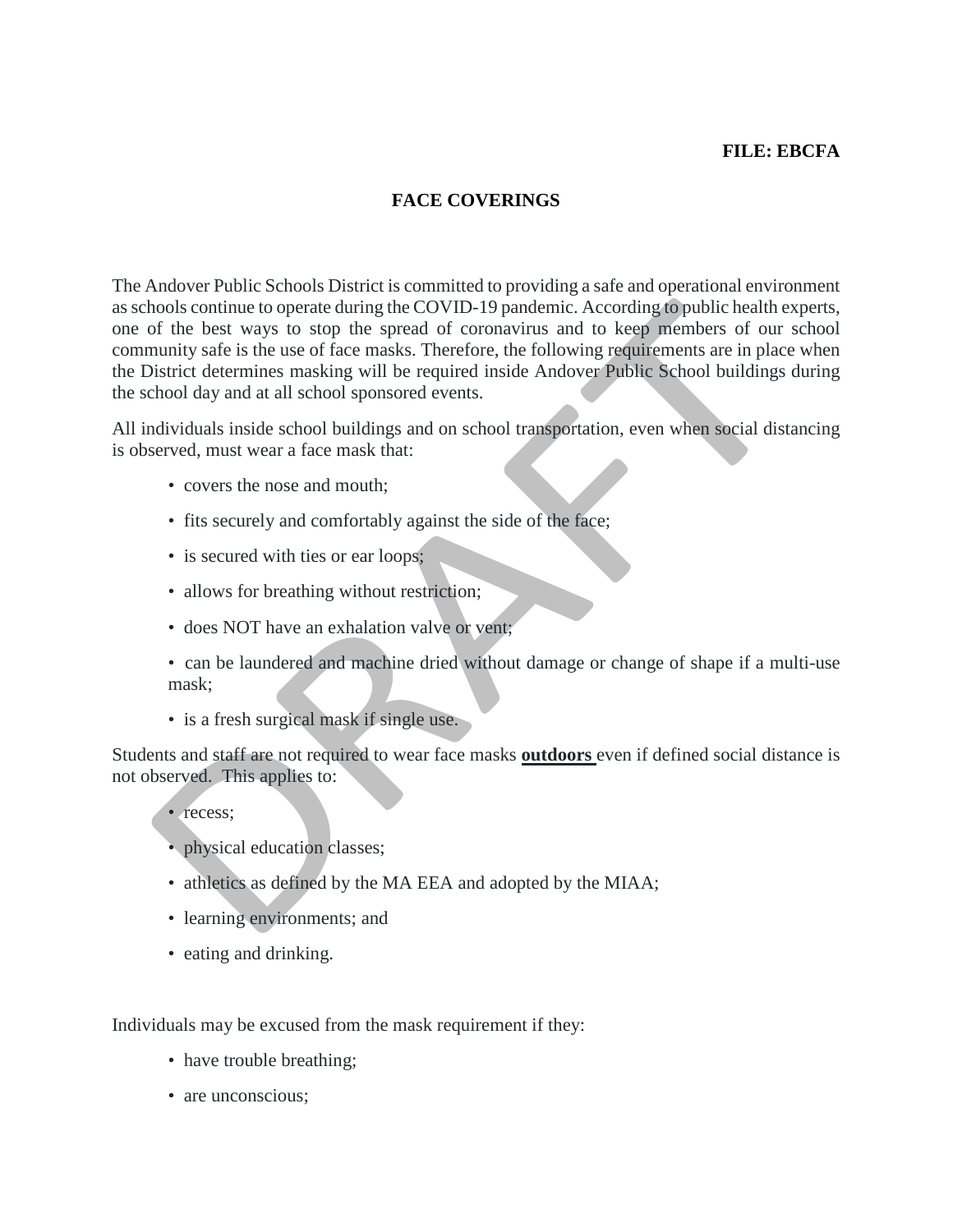**FILE: EBCFA**

## FACE COVERINGS

The Andover Public Schools District is committed to providing a safe and operational environment as schools continue to operate during the COVID-19 pandemic. According to public health experts, one of the best ways to stop the spread of coronavirus and to keep members of our school community safe is the use of face masks. Therefore, the following requirements are in place when the District determines masking will be required inside Andover Public School buildings during the school day and at all school sponsored events.

All individuals inside school buildings and on school transportation, even when social distancing is observed, must wear a face mask that:

- covers the nose and mouth;
- fits securely and comfortably against the side of the face;
- is secured with ties or ear loops;
- allows for breathing without restriction;
- does NOT have an exhalation valve or vent;
- can be laundered and machine dried without damage or change of shape if a multi-use mask;
- is a fresh surgical mask if single use.

Students and staff are not required to wear face masks **outdoors** even if defined social distance is not observed. This applies to:

- recess;
- physical education classes;
- athletics as defined by the MA EEA and adopted by the MIAA;
- learning environments; and
- eating and drinking.

Individuals may be excused from the mask requirement if they:

- have trouble breathing;
- are unconscious;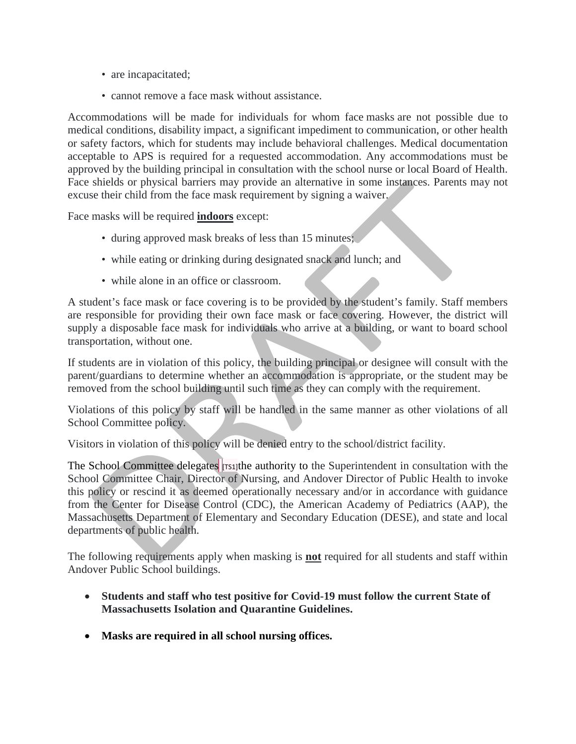- are incapacitated;
- cannot remove a face mask without assistance.

Accommodations will be made for individuals for whom face masks are not possible due to medical conditions, disability impact, a significant impediment to communication, or other health or safety factors, which for students may include behavioral challenges. Medical documentation acceptable to APS is required for a requested accommodation. Any accommodations must be approved by the building principal in consultation with the school nurse or local Board of Health. Face shields or physical barriers may provide an alternative in some instances. Parents may not excuse their child from the face mask requirement by signing a waiver.

Face masks will be required **indoors** except:

- during approved mask breaks of less than 15 minutes;
- while eating or drinking during designated snack and lunch; and
- while alone in an office or classroom.

A student's face mask or face covering is to be provided by the student's family. Staff members are responsible for providing their own face mask or face covering. However, the district will supply a disposable face mask for individuals who arrive at a building, or want to board school transportation, without one.

If students are in violation of this policy, the building principal or designee will consult with the parent/guardians to determine whether an accommodation is appropriate, or the student may be removed from the school building until such time as they can comply with the requirement.

Violations of this policy by staff will be handled in the same manner as other violations of all School Committee policy.

Visitors in violation of this policy will be denied entry to the school/district facility.

The School Committee delegates [TS1]the authority to the Superintendent in consultation with the School Committee Chair, Director of Nursing, and Andover Director of Public Health to invoke this policy or rescind it as deemed operationally necessary and/or in accordance with guidance from the Center for Disease Control (CDC), the American Academy of Pediatrics (AAP), the Massachusetts Department of Elementary and Secondary Education (DESE), and state and local departments of public health.

The following requirements apply when masking is **not** required for all students and staff within Andover Public School buildings.

- **Students and staff who test positive for Covid-19 must follow the current State of Massachusetts Isolation and Quarantine Guidelines.**
- **Masks are required in all school nursing offices.**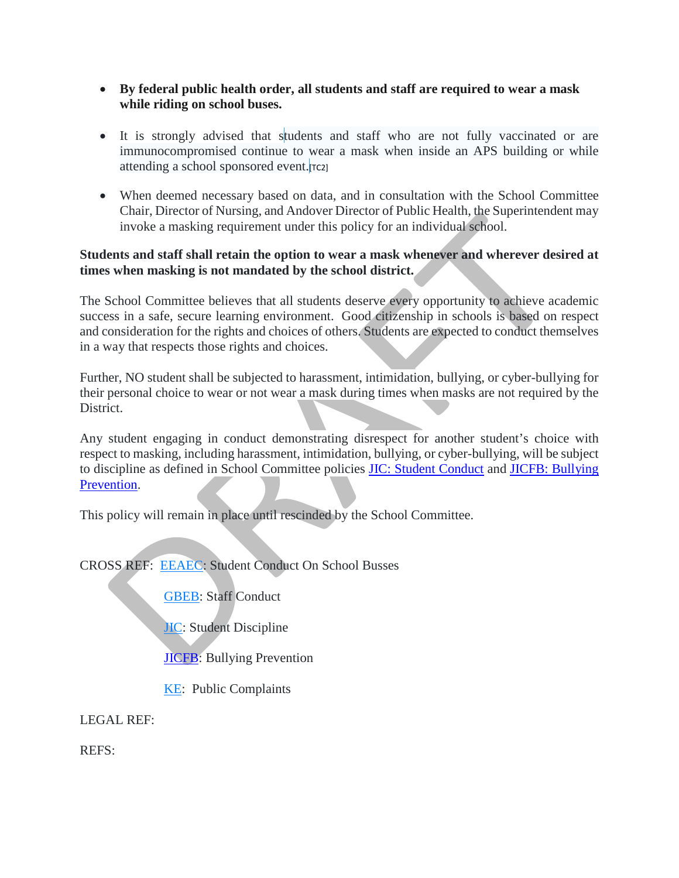- **By federal public health order, all students and staff are required to wear a mask while riding on school buses.**

- It is strongly advised that students and staff who are not fully vaccinated or are immunocompromised continue to wear a mask when inside an APS building or while attending a school sponsored event.[TC2]

- When deemed necessary based on data, and in consultation with the School Committee Chair, Director of Nursing, and Andover Director of Public Health, the Superintendent may invoke a masking requirement under this policy for an individual school.

**Students and staff shall retain the option to wear a mask whenever and wherever desired at times when masking is not mandated by the school district.**

The School Committee believes that all students deserve every opportunity to achieve academic success in a safe, secure learning environment. Good citizenship in schools is based on respect and consideration for the rights and choices of others. Students are expected to conduct themselves in a way that respects those rights and choices.

Further, NO student shall be subjected to harassment, intimidation, bullying, or cyber-bullying for their personal choice to wear or not wear a mask during times when masks are not required by the District.

Any student engaging in conduct demonstrating disrespect for another student's choice with respect to masking, including harassment, intimidation, bullying, or cyber-bullying, will be subject to discipline as defined in School Committee policies JIC: Student Conduct and JICFB: Bullying Prevention.

This policy will remain in place until rescinded by the School Committee.

CROSS REF: EEAEC: Student Conduct On School Busses

GBEB: Staff Conduct

JIC: Student Discipline

JICFB: Bullying Prevention

KE: Public Complaints

LEGAL REF:

REFS: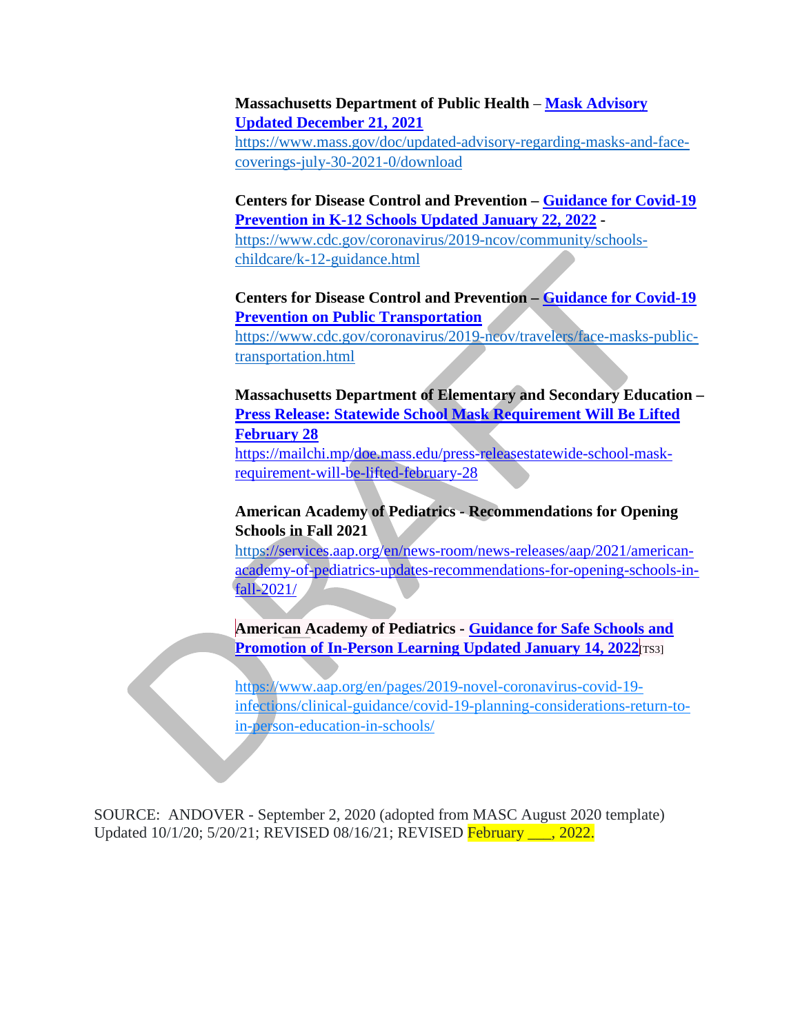**Massachusetts Department of Public Health** – **Mask Advisory Updated December 21, 2021**
https://www.mass.gov/doc/updated-advisory-regarding-masks-and-face-coverings-july-30-2021-0/download

**Centers for Disease Control and Prevention – Guidance for Covid-19 Prevention in K-12 Schools Updated January 22, 2022** -
https://www.cdc.gov/coronavirus/2019-ncov/community/schools-childcare/k-12-guidance.html

**Centers for Disease Control and Prevention – Guidance for Covid-19 Prevention on Public Transportation**
https://www.cdc.gov/coronavirus/2019-ncov/travelers/face-masks-public-transportation.html

**Massachusetts Department of Elementary and Secondary Education – Press Release: Statewide School Mask Requirement Will Be Lifted February 28**
https://mailchi.mp/doe.mass.edu/press-releasestatewide-school-mask-requirement-will-be-lifted-february-28

**American Academy of Pediatrics - Recommendations for Opening Schools in Fall 2021**
https://services.aap.org/en/news-room/news-releases/aap/2021/american-academy-of-pediatrics-updates-recommendations-for-opening-schools-in-fall-2021/

**American Academy of Pediatrics - Guidance for Safe Schools and Promotion of In-Person Learning Updated January 14, 2022**[TS3]

https://www.aap.org/en/pages/2019-novel-coronavirus-covid-19-infections/clinical-guidance/covid-19-planning-considerations-return-to-in-person-education-in-schools/

SOURCE: ANDOVER - September 2, 2020 (adopted from MASC August 2020 template)
Updated 10/1/20; 5/20/21; REVISED 08/16/21; REVISED February ___, 2022.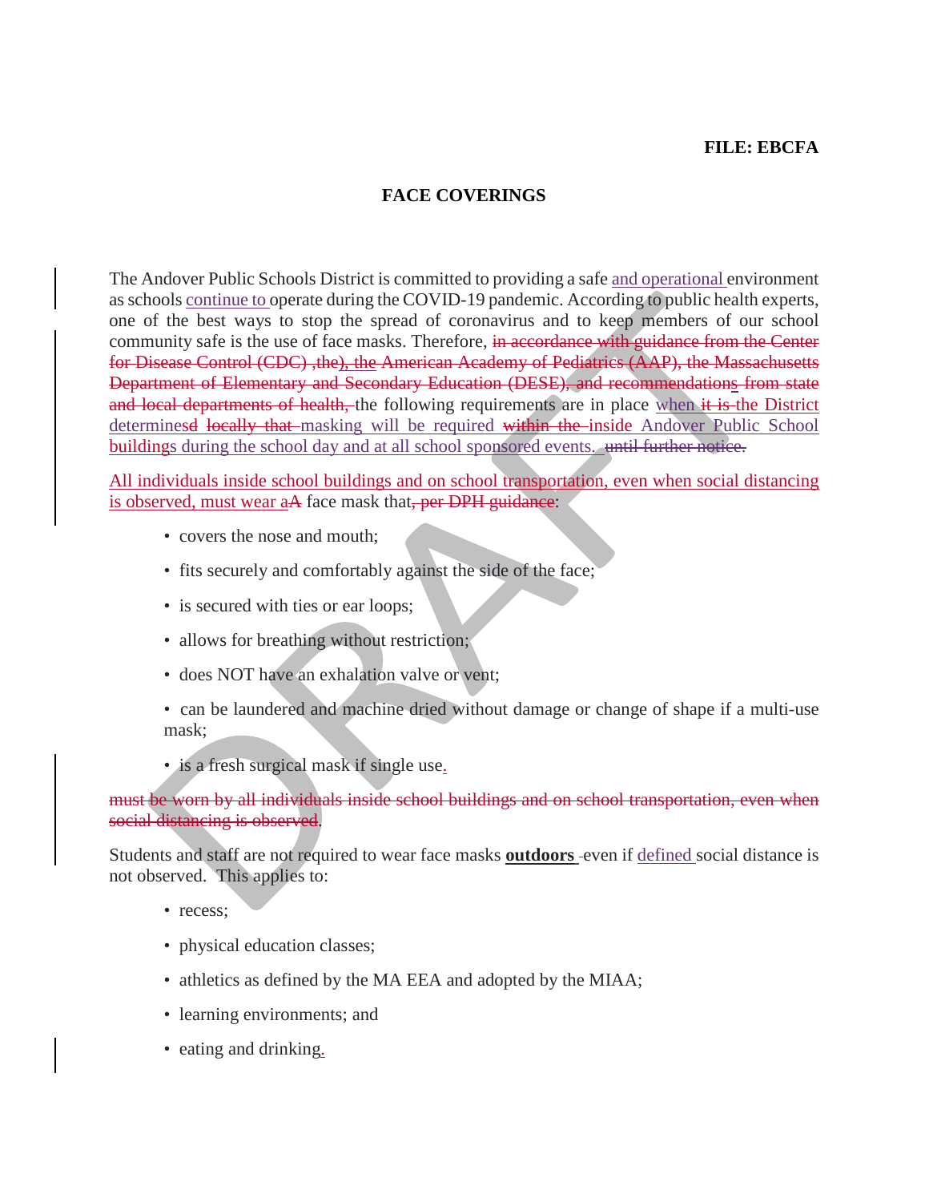FILE: EBCFA

# FACE COVERINGS

The Andover Public Schools District is committed to providing a safe and operational environment as schools continue to operate during the COVID-19 pandemic. According to public health experts, one of the best ways to stop the spread of coronavirus and to keep members of our school community safe is the use of face masks. Therefore, ~~in accordance with guidance from the Center for Disease Control (CDC) ,the), the American Academy of Pediatrics (AAP), the Massachusetts Department of Elementary and Secondary Education (DESE), and recommendations from state and local departments of health,~~ the following requirements are in place when ~~it is~~ the District determine~~sd~~ ~~locally that~~ masking will be required ~~within the~~ inside Andover Public School buildings during the school day and at all school sponsored events. ~~until further notice.~~

All individuals inside school buildings and on school transportation, even when social distancing is observed, must wear a~~A~~ face mask that~~, per DPH guidance~~:

- covers the nose and mouth;
- fits securely and comfortably against the side of the face;
- is secured with ties or ear loops;
- allows for breathing without restriction;
- does NOT have an exhalation valve or vent;
- can be laundered and machine dried without damage or change of shape if a multi-use mask;
- is a fresh surgical mask if single use.

~~must be worn by all individuals inside school buildings and on school transportation, even when social distancing is observed~~.

Students and staff are not required to wear face masks **outdoors** even if defined social distance is not observed. This applies to:

- recess;
- physical education classes;
- athletics as defined by the MA EEA and adopted by the MIAA;
- learning environments; and
- eating and drinking.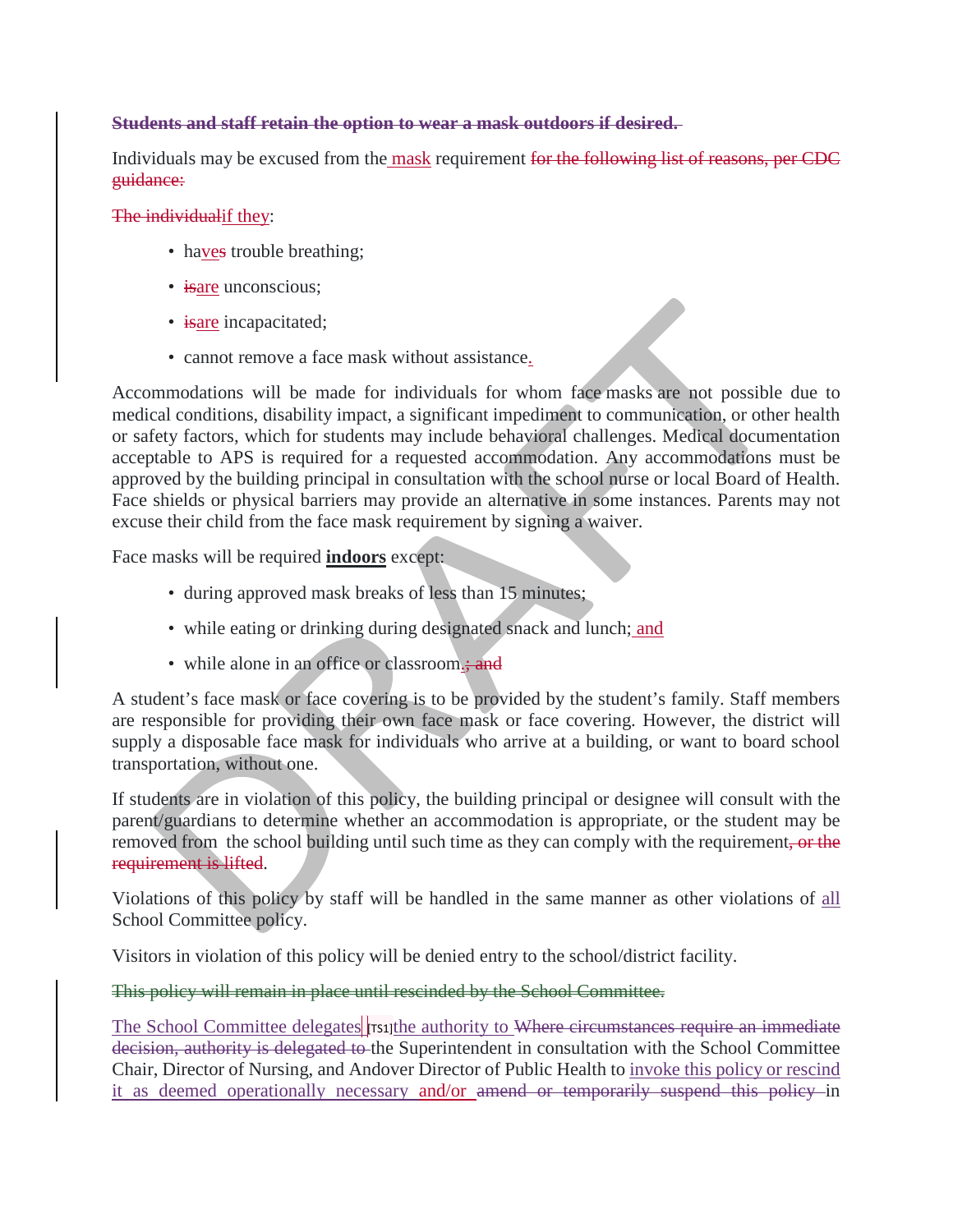~~**Students and staff retain the option to wear a mask outdoors if desired.**~~

Individuals may be excused from the mask requirement ~~for the following list of reasons, per CDC guidance:~~

~~The individual~~if they:

- ha~~s~~ve trouble breathing;
- ~~is~~are unconscious;
- ~~is~~are incapacitated;
- cannot remove a face mask without assistance.

Accommodations will be made for individuals for whom face masks are not possible due to medical conditions, disability impact, a significant impediment to communication, or other health or safety factors, which for students may include behavioral challenges. Medical documentation acceptable to APS is required for a requested accommodation. Any accommodations must be approved by the building principal in consultation with the school nurse or local Board of Health. Face shields or physical barriers may provide an alternative in some instances. Parents may not excuse their child from the face mask requirement by signing a waiver.

Face masks will be required **indoors** except:

- during approved mask breaks of less than 15 minutes;
- while eating or drinking during designated snack and lunch; and
- while alone in an office or classroom.~~; and~~

A student's face mask or face covering is to be provided by the student's family. Staff members are responsible for providing their own face mask or face covering. However, the district will supply a disposable face mask for individuals who arrive at a building, or want to board school transportation, without one.

If students are in violation of this policy, the building principal or designee will consult with the parent/guardians to determine whether an accommodation is appropriate, or the student may be removed from the school building until such time as they can comply with the requirement~~, or the requirement is lifted~~.

Violations of this policy by staff will be handled in the same manner as other violations of all School Committee policy.

Visitors in violation of this policy will be denied entry to the school/district facility.

~~This policy will remain in place until rescinded by the School Committee.~~

The School Committee delegates [TS1]the authority to ~~Where circumstances require an immediate decision, authority is delegated to~~ the Superintendent in consultation with the School Committee Chair, Director of Nursing, and Andover Director of Public Health to invoke this policy or rescind it as deemed operationally necessary and/or ~~amend or temporarily suspend this policy~~ in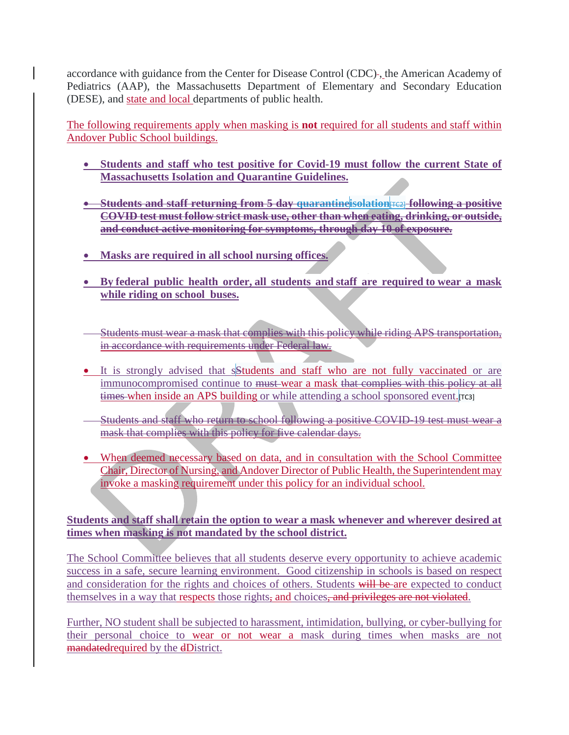accordance with guidance from the Center for Disease Control (CDC)~~.~~, the American Academy of Pediatrics (AAP), the Massachusetts Department of Elementary and Secondary Education (DESE), and state and local departments of public health.

The following requirements apply when masking is **not** required for all students and staff within Andover Public School buildings.

- **Students and staff who test positive for Covid-19 must follow the current State of Massachusetts Isolation and Quarantine Guidelines.**

- ~~**Students and staff returning from 5 day quarantineisolation[TC2] following a positive COVID test must follow strict mask use, other than when eating, drinking, or outside, and conduct active monitoring for symptoms, through day 10 of exposure.**~~

- **Masks are required in all school nursing offices.**

- **By federal public health order, all students and staff are required to wear a mask while riding on school buses.**

~~Students must wear a mask that complies with this policy while riding APS transportation, in accordance with requirements under Federal law.~~

- It is strongly advised that sStudents and staff who are not fully vaccinated or are immunocompromised continue to ~~must~~ wear a mask ~~that complies with this policy at all times~~ when inside an APS building or while attending a school sponsored event.[TC3]

~~Students and staff who return to school following a positive COVID-19 test must wear a mask that complies with this policy for five calendar days.~~

- When deemed necessary based on data, and in consultation with the School Committee Chair, Director of Nursing, and Andover Director of Public Health, the Superintendent may invoke a masking requirement under this policy for an individual school.

**Students and staff shall retain the option to wear a mask whenever and wherever desired at times when masking is not mandated by the school district.**

The School Committee believes that all students deserve every opportunity to achieve academic success in a safe, secure learning environment. Good citizenship in schools is based on respect and consideration for the rights and choices of others. Students ~~will be~~ are expected to conduct themselves in a way that respects those rights~~,~~ and choices~~, and privileges are not violated~~.

Further, NO student shall be subjected to harassment, intimidation, bullying, or cyber-bullying for their personal choice to wear or not wear a mask during times when masks are not ~~mandated~~required by the ~~d~~District.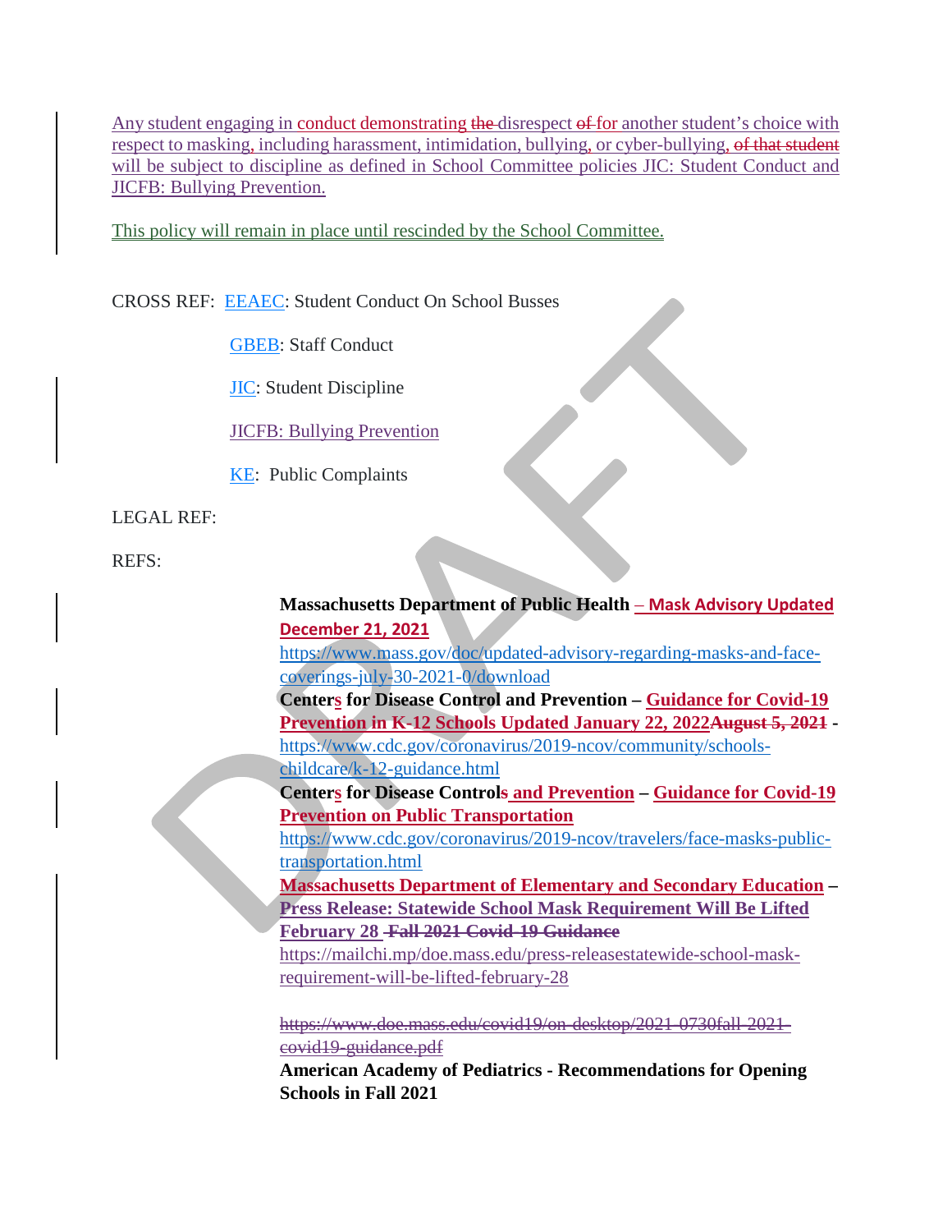Any student engaging in conduct demonstrating ~~the~~ disrespect ~~of~~ for another student's choice with respect to masking, including harassment, intimidation, bullying, or cyber-bullying, ~~of that student~~ will be subject to discipline as defined in School Committee policies JIC: Student Conduct and JICFB: Bullying Prevention.

This policy will remain in place until rescinded by the School Committee.

CROSS REF: EEAEC: Student Conduct On School Busses

GBEB: Staff Conduct

JIC: Student Discipline

JICFB: Bullying Prevention

KE: Public Complaints

LEGAL REF:

REFS:

**Massachusetts Department of Public Health – Mask Advisory Updated December 21, 2021**
https://www.mass.gov/doc/updated-advisory-regarding-masks-and-face-coverings-july-30-2021-0/download

**Centers for Disease Control and Prevention – Guidance for Covid-19 Prevention in K-12 Schools Updated January 22, 2022 ~~August 5, 2021~~ -**
https://www.cdc.gov/coronavirus/2019-ncov/community/schools-childcare/k-12-guidance.html

**Centers for Disease Controls and Prevention – Guidance for Covid-19 Prevention on Public Transportation**
https://www.cdc.gov/coronavirus/2019-ncov/travelers/face-masks-public-transportation.html

**Massachusetts Department of Elementary and Secondary Education – Press Release: Statewide School Mask Requirement Will Be Lifted February 28 ~~Fall 2021 Covid-19 Guidance~~**
https://mailchi.mp/doe.mass.edu/press-releasestatewide-school-mask-requirement-will-be-lifted-february-28

~~https://www.doe.mass.edu/covid19/on-desktop/2021-0730fall-2021-covid19-guidance.pdf~~

**American Academy of Pediatrics - Recommendations for Opening Schools in Fall 2021**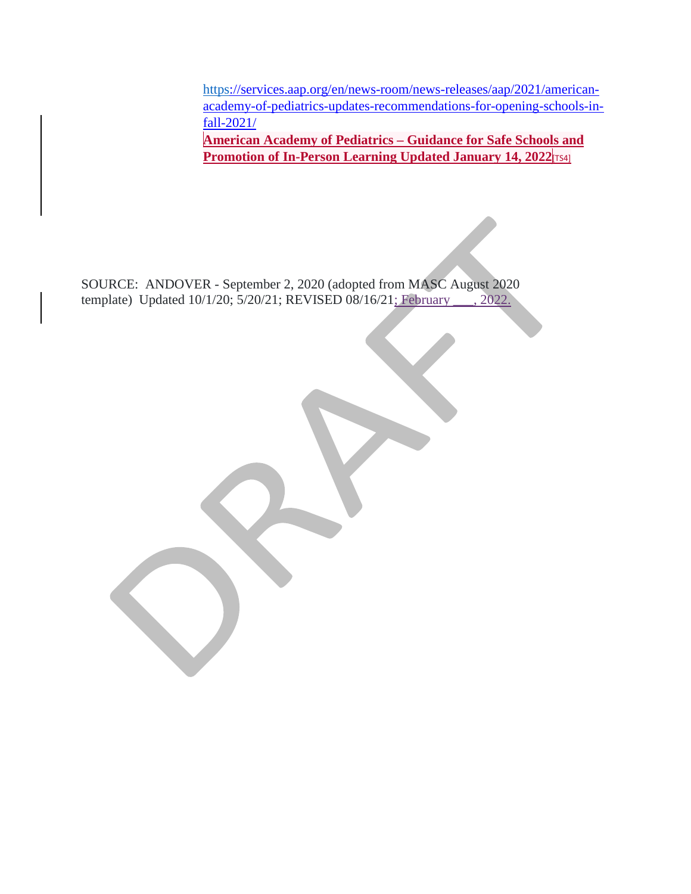https://services.aap.org/en/news-room/news-releases/aap/2021/american-academy-of-pediatrics-updates-recommendations-for-opening-schools-in-fall-2021/

**American Academy of Pediatrics – Guidance for Safe Schools and Promotion of In-Person Learning Updated January 14, 2022**[TS4]

SOURCE: ANDOVER - September 2, 2020 (adopted from MASC August 2020 template) Updated 10/1/20; 5/20/21; REVISED 08/16/21; February ___, 2022.